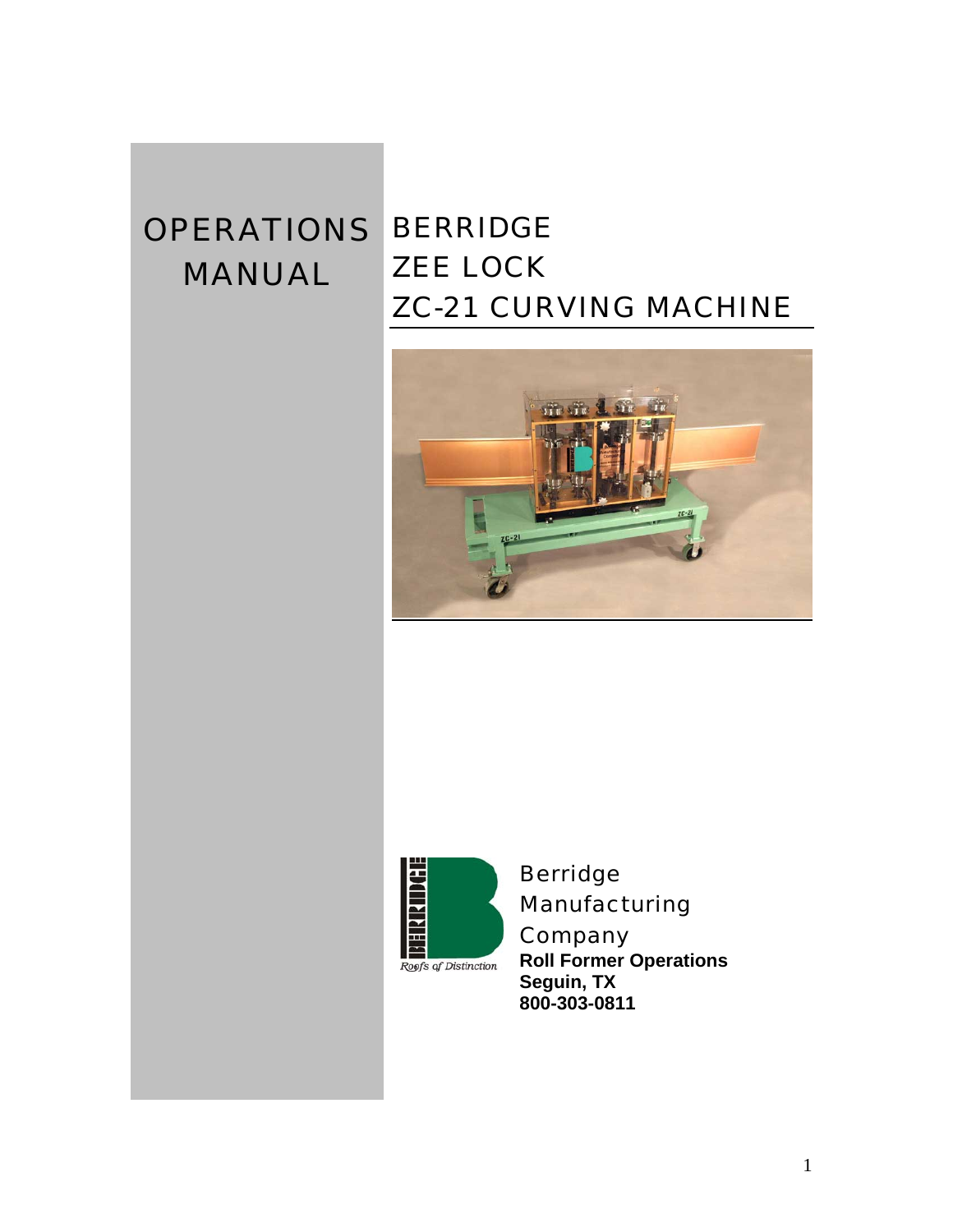# OPERATIONS MANUAL

# BERRIDGE ZEE LOCK ZC-21 CURVING MACHINE

Berridge Manufacturing Company

*Roofs of Distinction*

**Roll Former Operations**
**Seguin, TX**
**800-303-0811**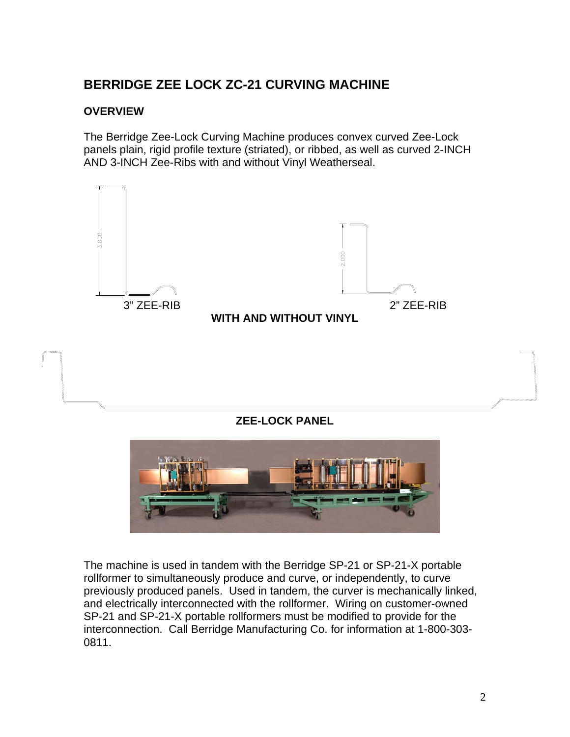## BERRIDGE ZEE LOCK ZC-21 CURVING MACHINE

### OVERVIEW

The Berridge Zee-Lock Curving Machine produces convex curved Zee-Lock panels plain, rigid profile texture (striated), or ribbed, as well as curved 2-INCH AND 3-INCH Zee-Ribs with and without Vinyl Weatherseal.

3" ZEE-RIB

2" ZEE-RIB

**WITH AND WITHOUT VINYL**

**ZEE-LOCK PANEL**

The machine is used in tandem with the Berridge SP-21 or SP-21-X portable rollformer to simultaneously produce and curve, or independently, to curve previously produced panels. Used in tandem, the curver is mechanically linked, and electrically interconnected with the rollformer. Wiring on customer-owned SP-21 and SP-21-X portable rollformers must be modified to provide for the interconnection. Call Berridge Manufacturing Co. for information at 1-800-303-0811.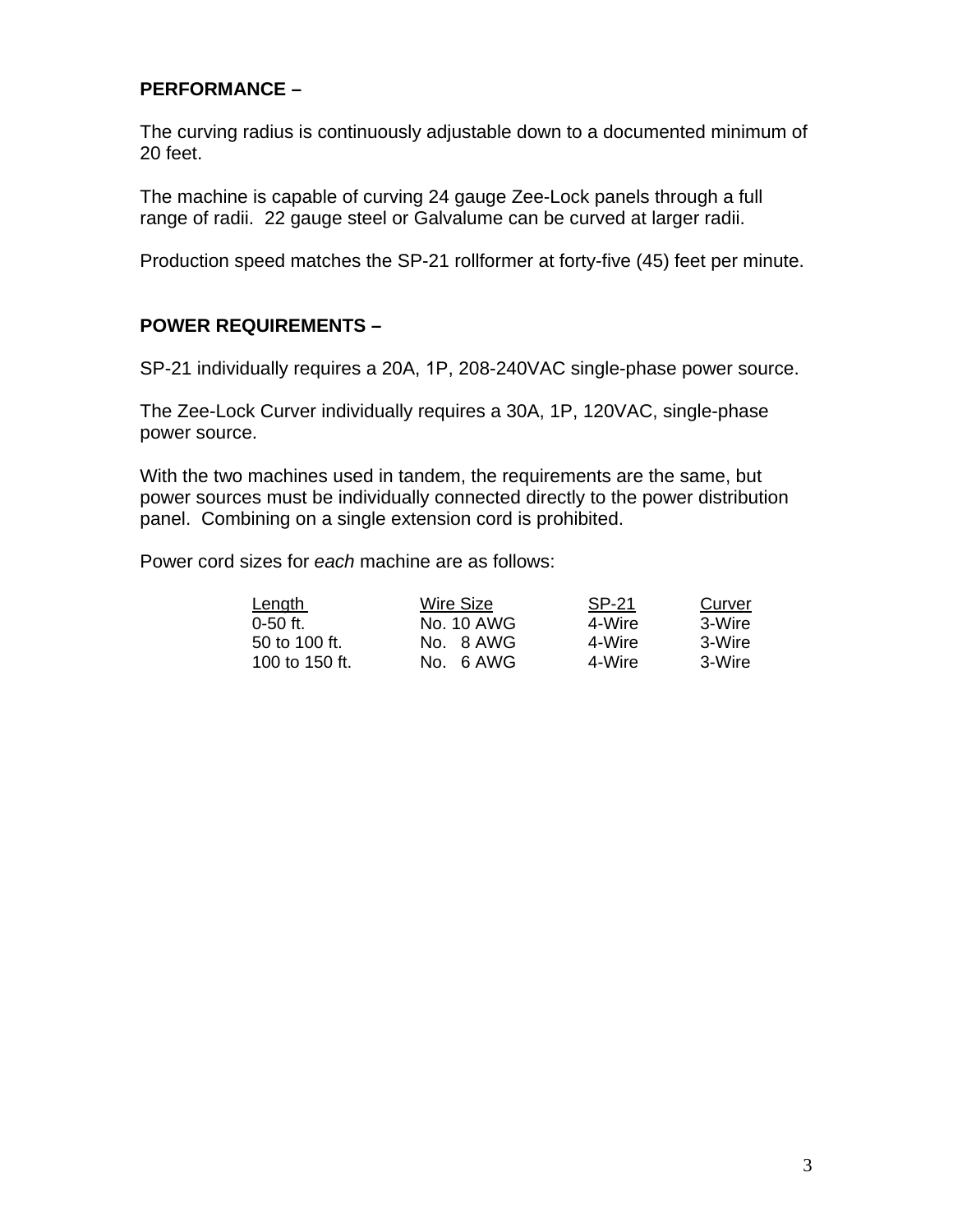**PERFORMANCE –**

The curving radius is continuously adjustable down to a documented minimum of 20 feet.

The machine is capable of curving 24 gauge Zee-Lock panels through a full range of radii. 22 gauge steel or Galvalume can be curved at larger radii.

Production speed matches the SP-21 rollformer at forty-five (45) feet per minute.

**POWER REQUIREMENTS –**

SP-21 individually requires a 20A, 1P, 208-240VAC single-phase power source.

The Zee-Lock Curver individually requires a 30A, 1P, 120VAC, single-phase power source.

With the two machines used in tandem, the requirements are the same, but power sources must be individually connected directly to the power distribution panel. Combining on a single extension cord is prohibited.

Power cord sizes for *each* machine are as follows:

| Length | Wire Size | SP-21 | Curver |
|---|---|---|---|
| 0-50 ft. | No. 10 AWG | 4-Wire | 3-Wire |
| 50 to 100 ft. | No. 8 AWG | 4-Wire | 3-Wire |
| 100 to 150 ft. | No. 6 AWG | 4-Wire | 3-Wire |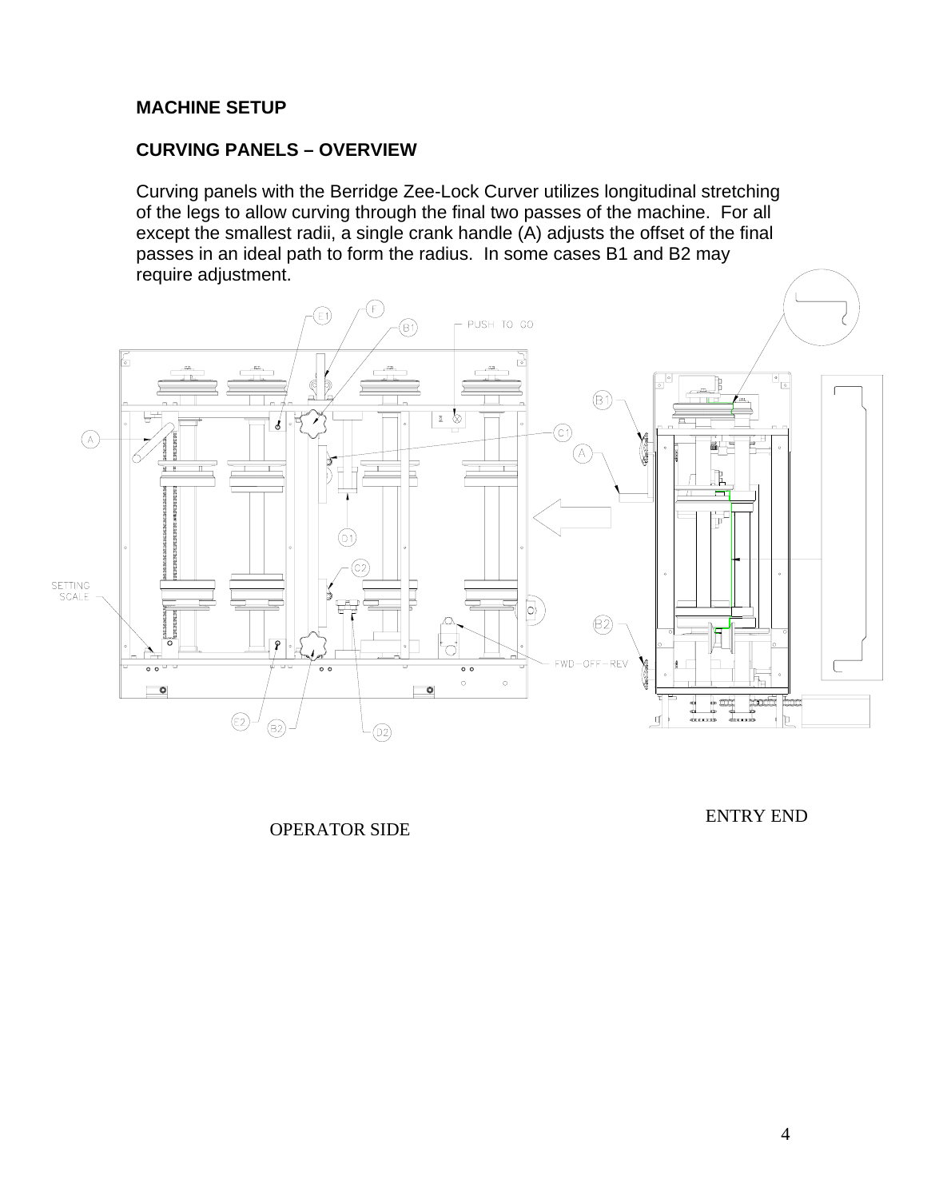## MACHINE SETUP

## CURVING PANELS – OVERVIEW

Curving panels with the Berridge Zee-Lock Curver utilizes longitudinal stretching of the legs to allow curving through the final two passes of the machine. For all except the smallest radii, a single crank handle (A) adjusts the offset of the final passes in an ideal path to form the radius. In some cases B1 and B2 may require adjustment.

OPERATOR SIDE

ENTRY END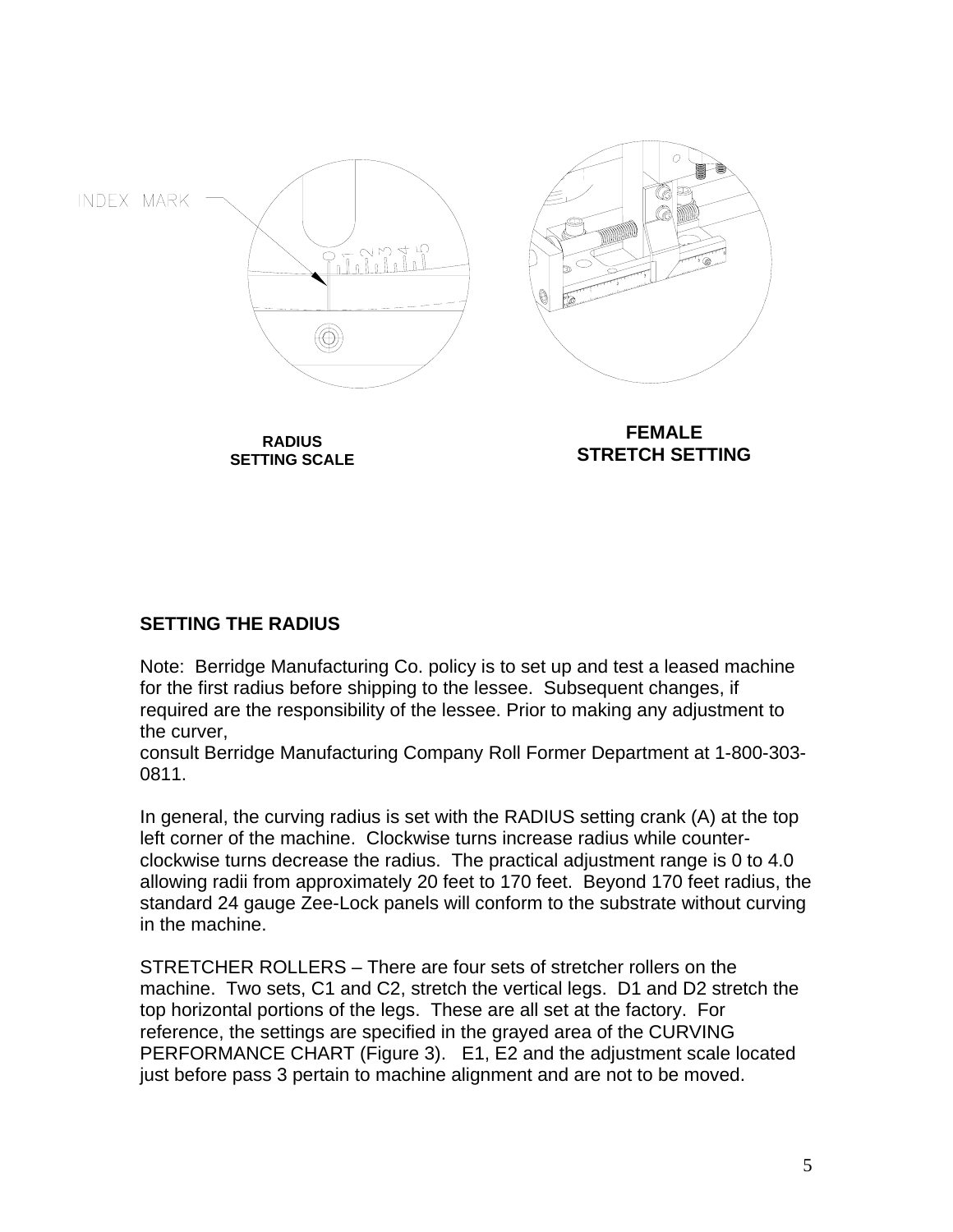INDEX MARK

RADIUS
SETTING SCALE

FEMALE
STRETCH SETTING

**SETTING THE RADIUS**

Note: Berridge Manufacturing Co. policy is to set up and test a leased machine for the first radius before shipping to the lessee. Subsequent changes, if required are the responsibility of the lessee. Prior to making any adjustment to the curver,
consult Berridge Manufacturing Company Roll Former Department at 1-800-303-0811.

In general, the curving radius is set with the RADIUS setting crank (A) at the top left corner of the machine. Clockwise turns increase radius while counter-clockwise turns decrease the radius. The practical adjustment range is 0 to 4.0 allowing radii from approximately 20 feet to 170 feet. Beyond 170 feet radius, the standard 24 gauge Zee-Lock panels will conform to the substrate without curving in the machine.

STRETCHER ROLLERS – There are four sets of stretcher rollers on the machine. Two sets, C1 and C2, stretch the vertical legs. D1 and D2 stretch the top horizontal portions of the legs. These are all set at the factory. For reference, the settings are specified in the grayed area of the CURVING PERFORMANCE CHART (Figure 3). E1, E2 and the adjustment scale located just before pass 3 pertain to machine alignment and are not to be moved.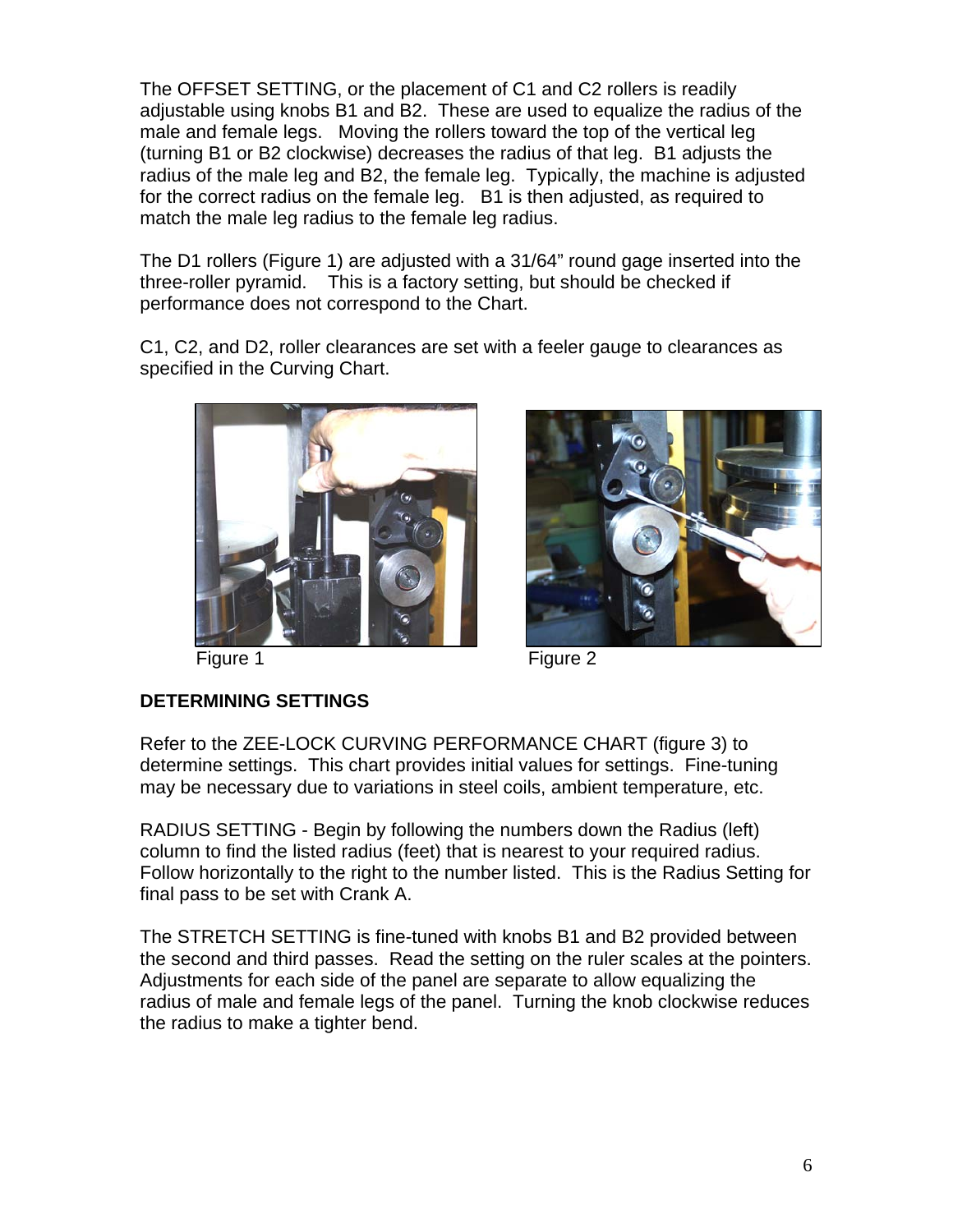The OFFSET SETTING, or the placement of C1 and C2 rollers is readily adjustable using knobs B1 and B2. These are used to equalize the radius of the male and female legs. Moving the rollers toward the top of the vertical leg (turning B1 or B2 clockwise) decreases the radius of that leg. B1 adjusts the radius of the male leg and B2, the female leg. Typically, the machine is adjusted for the correct radius on the female leg. B1 is then adjusted, as required to match the male leg radius to the female leg radius.

The D1 rollers (Figure 1) are adjusted with a 31/64" round gage inserted into the three-roller pyramid. This is a factory setting, but should be checked if performance does not correspond to the Chart.

C1, C2, and D2, roller clearances are set with a feeler gauge to clearances as specified in the Curving Chart.

Figure 1

Figure 2

**DETERMINING SETTINGS**

Refer to the ZEE-LOCK CURVING PERFORMANCE CHART (figure 3) to determine settings. This chart provides initial values for settings. Fine-tuning may be necessary due to variations in steel coils, ambient temperature, etc.

RADIUS SETTING - Begin by following the numbers down the Radius (left) column to find the listed radius (feet) that is nearest to your required radius. Follow horizontally to the right to the number listed. This is the Radius Setting for final pass to be set with Crank A.

The STRETCH SETTING is fine-tuned with knobs B1 and B2 provided between the second and third passes. Read the setting on the ruler scales at the pointers. Adjustments for each side of the panel are separate to allow equalizing the radius of male and female legs of the panel. Turning the knob clockwise reduces the radius to make a tighter bend.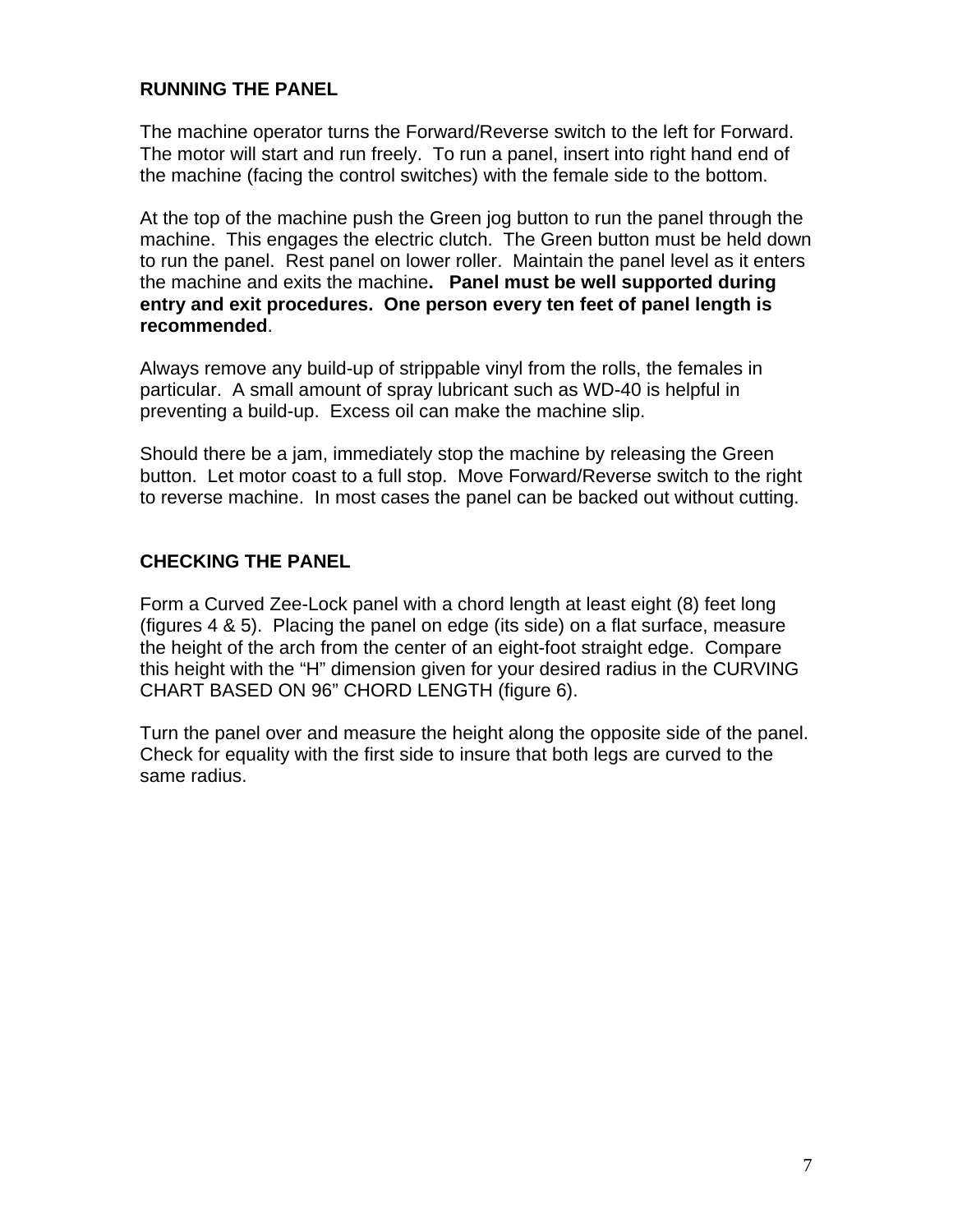## RUNNING THE PANEL

The machine operator turns the Forward/Reverse switch to the left for Forward. The motor will start and run freely. To run a panel, insert into right hand end of the machine (facing the control switches) with the female side to the bottom.

At the top of the machine push the Green jog button to run the panel through the machine. This engages the electric clutch. The Green button must be held down to run the panel. Rest panel on lower roller. Maintain the panel level as it enters the machine and exits the machine**. Panel must be well supported during entry and exit procedures. One person every ten feet of panel length is recommended**.

Always remove any build-up of strippable vinyl from the rolls, the females in particular. A small amount of spray lubricant such as WD-40 is helpful in preventing a build-up. Excess oil can make the machine slip.

Should there be a jam, immediately stop the machine by releasing the Green button. Let motor coast to a full stop. Move Forward/Reverse switch to the right to reverse machine. In most cases the panel can be backed out without cutting.

## CHECKING THE PANEL

Form a Curved Zee-Lock panel with a chord length at least eight (8) feet long (figures 4 & 5). Placing the panel on edge (its side) on a flat surface, measure the height of the arch from the center of an eight-foot straight edge. Compare this height with the "H" dimension given for your desired radius in the CURVING CHART BASED ON 96" CHORD LENGTH (figure 6).

Turn the panel over and measure the height along the opposite side of the panel. Check for equality with the first side to insure that both legs are curved to the same radius.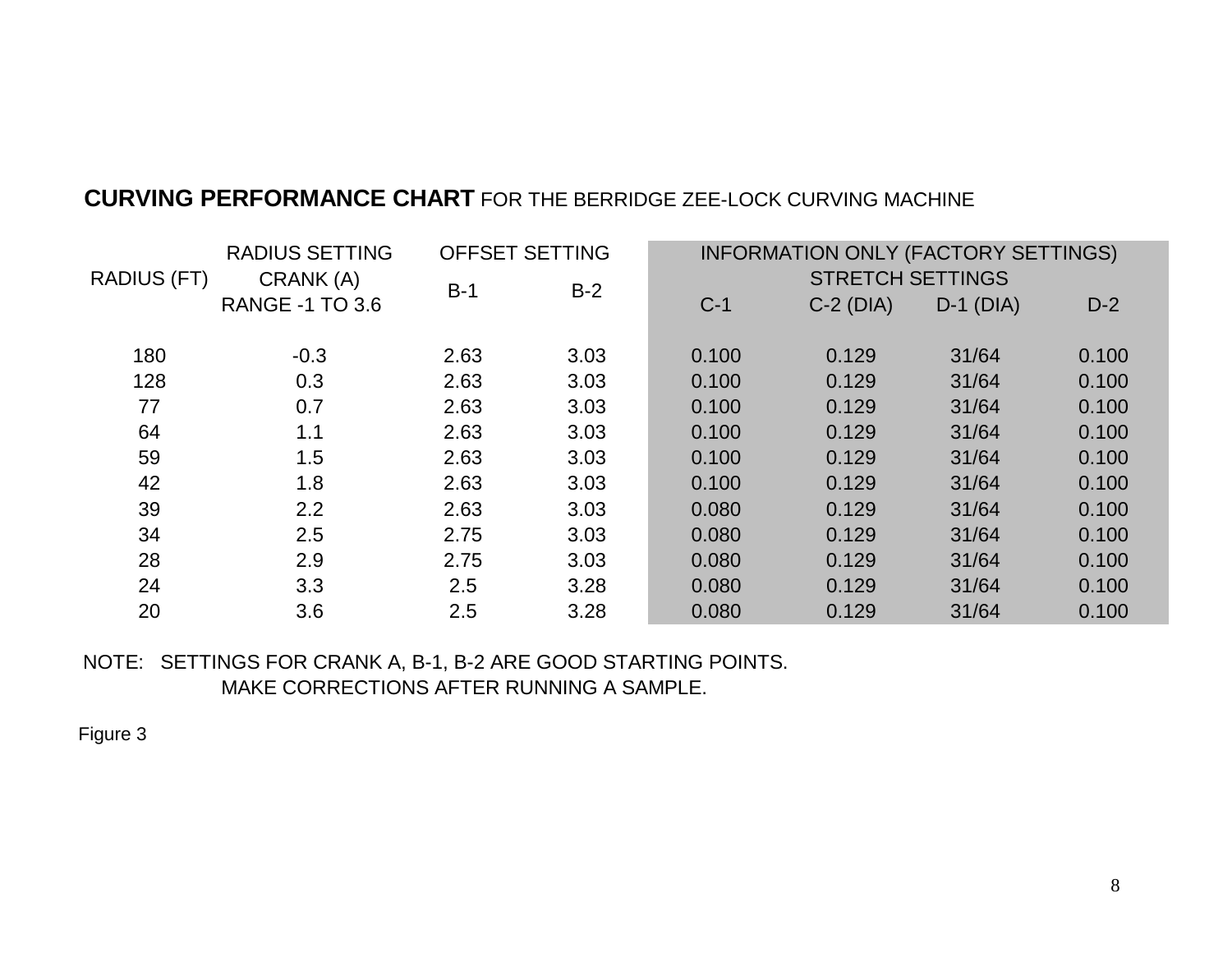**CURVING PERFORMANCE CHART** FOR THE BERRIDGE ZEE-LOCK CURVING MACHINE

| RADIUS (FT) | RADIUS SETTING CRANK (A) RANGE -1 TO 3.6 | OFFSET SETTING | | INFORMATION ONLY (FACTORY SETTINGS) STRETCH SETTINGS | | | |
|---|---|---|---|---|---|---|---|
| | | B-1 | B-2 | C-1 | C-2 (DIA) | D-1 (DIA) | D-2 |
| 180 | -0.3 | 2.63 | 3.03 | 0.100 | 0.129 | 31/64 | 0.100 |
| 128 | 0.3 | 2.63 | 3.03 | 0.100 | 0.129 | 31/64 | 0.100 |
| 77 | 0.7 | 2.63 | 3.03 | 0.100 | 0.129 | 31/64 | 0.100 |
| 64 | 1.1 | 2.63 | 3.03 | 0.100 | 0.129 | 31/64 | 0.100 |
| 59 | 1.5 | 2.63 | 3.03 | 0.100 | 0.129 | 31/64 | 0.100 |
| 42 | 1.8 | 2.63 | 3.03 | 0.100 | 0.129 | 31/64 | 0.100 |
| 39 | 2.2 | 2.63 | 3.03 | 0.080 | 0.129 | 31/64 | 0.100 |
| 34 | 2.5 | 2.75 | 3.03 | 0.080 | 0.129 | 31/64 | 0.100 |
| 28 | 2.9 | 2.75 | 3.03 | 0.080 | 0.129 | 31/64 | 0.100 |
| 24 | 3.3 | 2.5 | 3.28 | 0.080 | 0.129 | 31/64 | 0.100 |
| 20 | 3.6 | 2.5 | 3.28 | 0.080 | 0.129 | 31/64 | 0.100 |

NOTE: SETTINGS FOR CRANK A, B-1, B-2 ARE GOOD STARTING POINTS.
MAKE CORRECTIONS AFTER RUNNING A SAMPLE.

Figure 3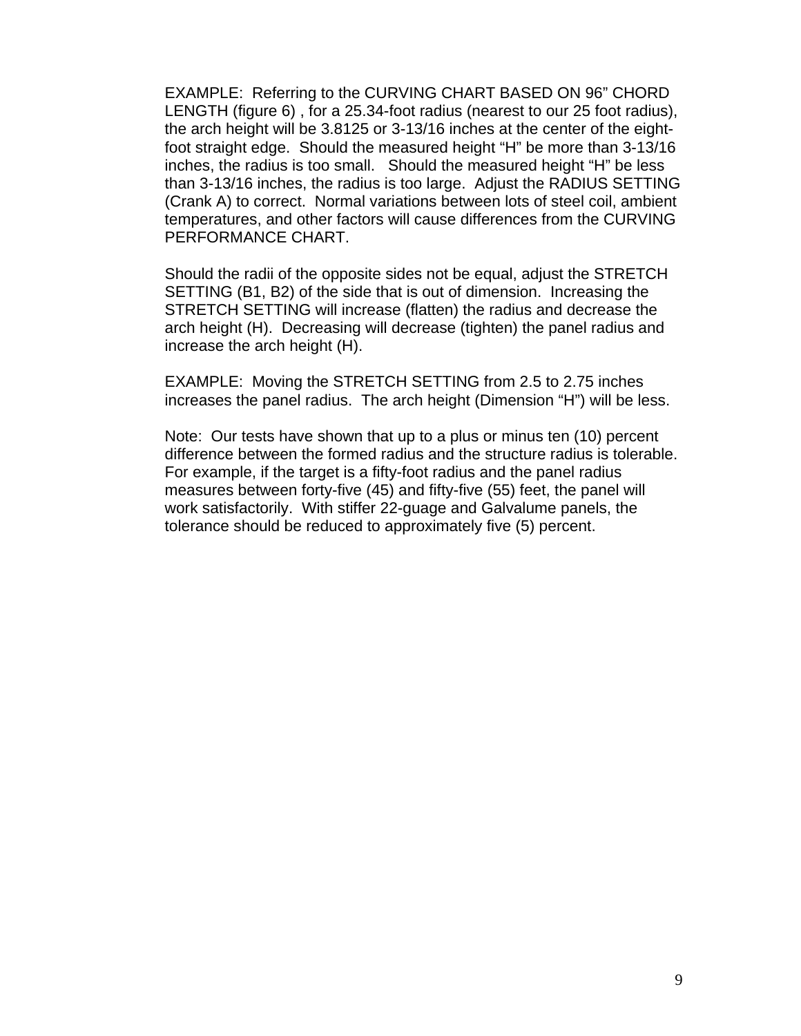EXAMPLE: Referring to the CURVING CHART BASED ON 96" CHORD LENGTH (figure 6) , for a 25.34-foot radius (nearest to our 25 foot radius), the arch height will be 3.8125 or 3-13/16 inches at the center of the eight-foot straight edge. Should the measured height "H" be more than 3-13/16 inches, the radius is too small. Should the measured height "H" be less than 3-13/16 inches, the radius is too large. Adjust the RADIUS SETTING (Crank A) to correct. Normal variations between lots of steel coil, ambient temperatures, and other factors will cause differences from the CURVING PERFORMANCE CHART.

Should the radii of the opposite sides not be equal, adjust the STRETCH SETTING (B1, B2) of the side that is out of dimension. Increasing the STRETCH SETTING will increase (flatten) the radius and decrease the arch height (H). Decreasing will decrease (tighten) the panel radius and increase the arch height (H).

EXAMPLE: Moving the STRETCH SETTING from 2.5 to 2.75 inches increases the panel radius. The arch height (Dimension "H") will be less.

Note: Our tests have shown that up to a plus or minus ten (10) percent difference between the formed radius and the structure radius is tolerable. For example, if the target is a fifty-foot radius and the panel radius measures between forty-five (45) and fifty-five (55) feet, the panel will work satisfactorily. With stiffer 22-guage and Galvalume panels, the tolerance should be reduced to approximately five (5) percent.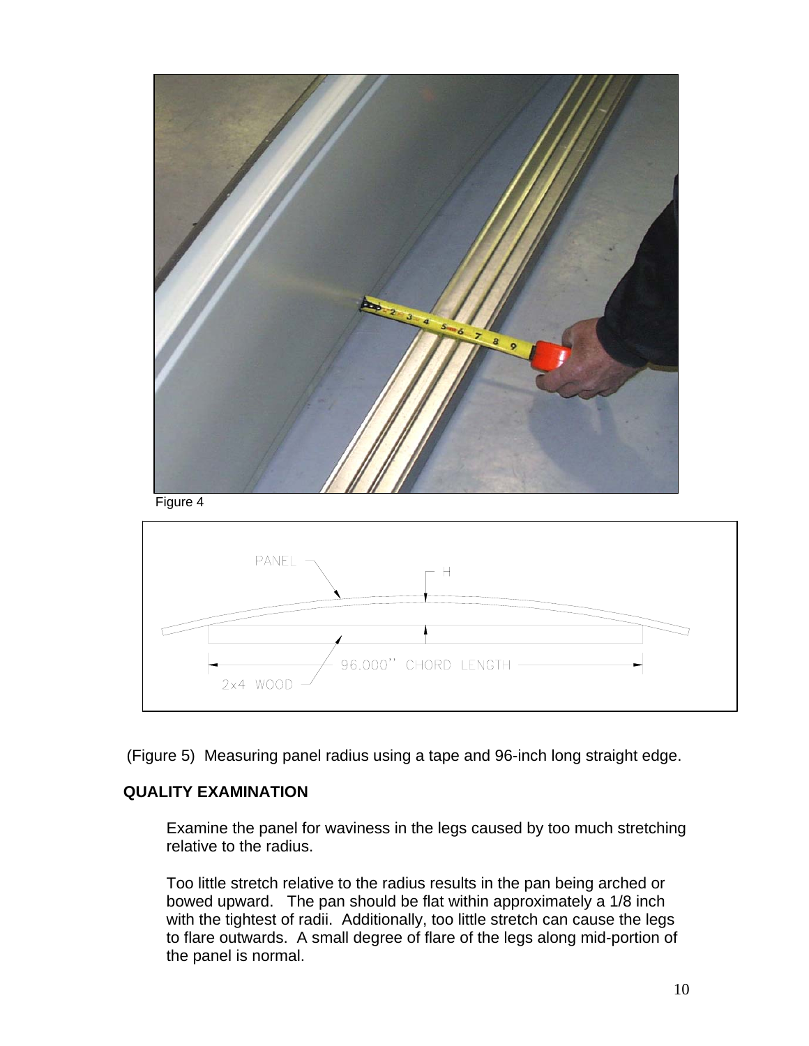Figure 4

(Figure 5) Measuring panel radius using a tape and 96-inch long straight edge.

**QUALITY EXAMINATION**

Examine the panel for waviness in the legs caused by too much stretching relative to the radius.

Too little stretch relative to the radius results in the pan being arched or bowed upward. The pan should be flat within approximately a 1/8 inch with the tightest of radii. Additionally, too little stretch can cause the legs to flare outwards. A small degree of flare of the legs along mid-portion of the panel is normal.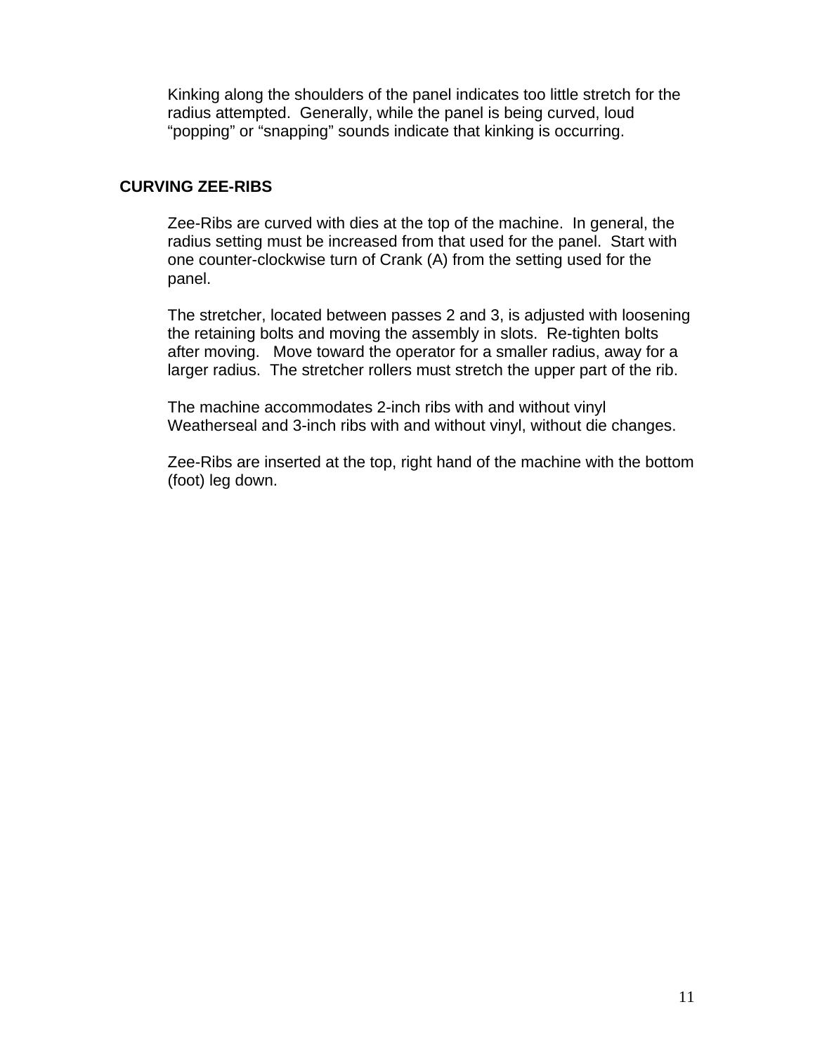Kinking along the shoulders of the panel indicates too little stretch for the radius attempted. Generally, while the panel is being curved, loud "popping" or "snapping" sounds indicate that kinking is occurring.

## CURVING ZEE-RIBS

Zee-Ribs are curved with dies at the top of the machine. In general, the radius setting must be increased from that used for the panel. Start with one counter-clockwise turn of Crank (A) from the setting used for the panel.

The stretcher, located between passes 2 and 3, is adjusted with loosening the retaining bolts and moving the assembly in slots. Re-tighten bolts after moving. Move toward the operator for a smaller radius, away for a larger radius. The stretcher rollers must stretch the upper part of the rib.

The machine accommodates 2-inch ribs with and without vinyl Weatherseal and 3-inch ribs with and without vinyl, without die changes.

Zee-Ribs are inserted at the top, right hand of the machine with the bottom (foot) leg down.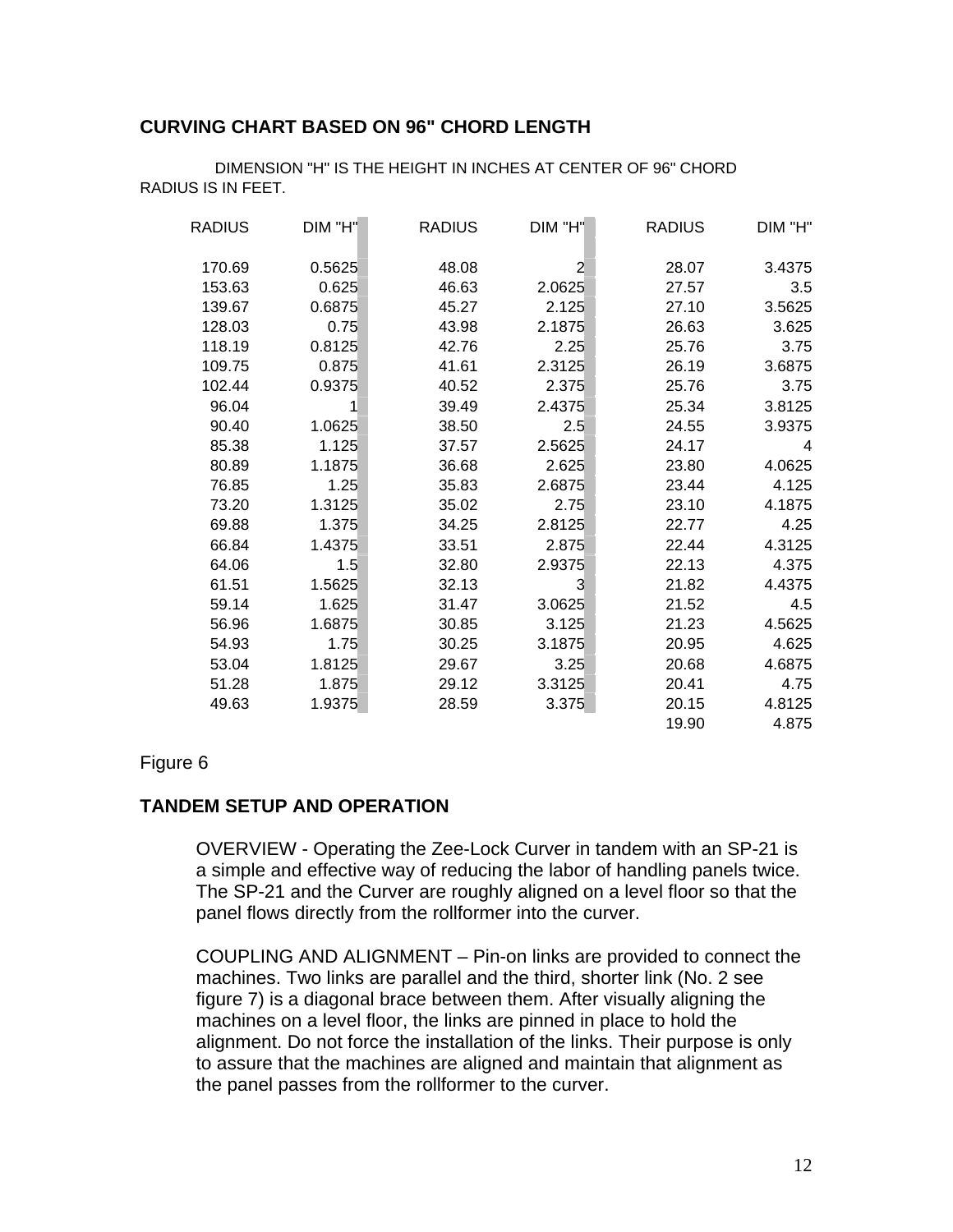## CURVING CHART BASED ON 96" CHORD LENGTH

DIMENSION "H" IS THE HEIGHT IN INCHES AT CENTER OF 96" CHORD
RADIUS IS IN FEET.

| RADIUS | DIM "H" | RADIUS | DIM "H" | RADIUS | DIM "H" |
|---|---|---|---|---|---|
| 170.69 | 0.5625 | 48.08 | 2 | 28.07 | 3.4375 |
| 153.63 | 0.625 | 46.63 | 2.0625 | 27.57 | 3.5 |
| 139.67 | 0.6875 | 45.27 | 2.125 | 27.10 | 3.5625 |
| 128.03 | 0.75 | 43.98 | 2.1875 | 26.63 | 3.625 |
| 118.19 | 0.8125 | 42.76 | 2.25 | 25.76 | 3.75 |
| 109.75 | 0.875 | 41.61 | 2.3125 | 26.19 | 3.6875 |
| 102.44 | 0.9375 | 40.52 | 2.375 | 25.76 | 3.75 |
| 96.04 | 1 | 39.49 | 2.4375 | 25.34 | 3.8125 |
| 90.40 | 1.0625 | 38.50 | 2.5 | 24.55 | 3.9375 |
| 85.38 | 1.125 | 37.57 | 2.5625 | 24.17 | 4 |
| 80.89 | 1.1875 | 36.68 | 2.625 | 23.80 | 4.0625 |
| 76.85 | 1.25 | 35.83 | 2.6875 | 23.44 | 4.125 |
| 73.20 | 1.3125 | 35.02 | 2.75 | 23.10 | 4.1875 |
| 69.88 | 1.375 | 34.25 | 2.8125 | 22.77 | 4.25 |
| 66.84 | 1.4375 | 33.51 | 2.875 | 22.44 | 4.3125 |
| 64.06 | 1.5 | 32.80 | 2.9375 | 22.13 | 4.375 |
| 61.51 | 1.5625 | 32.13 | 3 | 21.82 | 4.4375 |
| 59.14 | 1.625 | 31.47 | 3.0625 | 21.52 | 4.5 |
| 56.96 | 1.6875 | 30.85 | 3.125 | 21.23 | 4.5625 |
| 54.93 | 1.75 | 30.25 | 3.1875 | 20.95 | 4.625 |
| 53.04 | 1.8125 | 29.67 | 3.25 | 20.68 | 4.6875 |
| 51.28 | 1.875 | 29.12 | 3.3125 | 20.41 | 4.75 |
| 49.63 | 1.9375 | 28.59 | 3.375 | 20.15 | 4.8125 |
| | | | | 19.90 | 4.875 |

Figure 6

## TANDEM SETUP AND OPERATION

OVERVIEW - Operating the Zee-Lock Curver in tandem with an SP-21 is a simple and effective way of reducing the labor of handling panels twice. The SP-21 and the Curver are roughly aligned on a level floor so that the panel flows directly from the rollformer into the curver.

COUPLING AND ALIGNMENT – Pin-on links are provided to connect the machines. Two links are parallel and the third, shorter link (No. 2 see figure 7) is a diagonal brace between them. After visually aligning the machines on a level floor, the links are pinned in place to hold the alignment. Do not force the installation of the links. Their purpose is only to assure that the machines are aligned and maintain that alignment as the panel passes from the rollformer to the curver.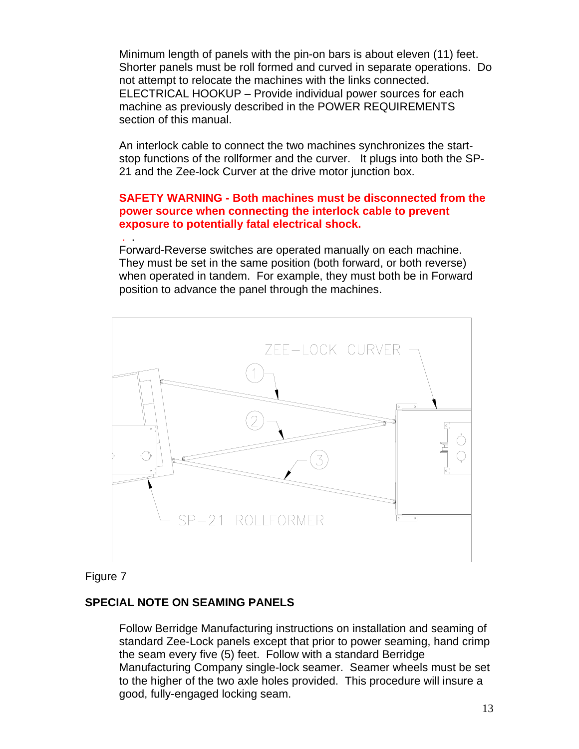Minimum length of panels with the pin-on bars is about eleven (11) feet. Shorter panels must be roll formed and curved in separate operations. Do not attempt to relocate the machines with the links connected.
ELECTRICAL HOOKUP – Provide individual power sources for each machine as previously described in the POWER REQUIREMENTS section of this manual.

An interlock cable to connect the two machines synchronizes the start-stop functions of the rollformer and the curver. It plugs into both the SP-21 and the Zee-lock Curver at the drive motor junction box.

**SAFETY WARNING - Both machines must be disconnected from the power source when connecting the interlock cable to prevent exposure to potentially fatal electrical shock.**

Forward-Reverse switches are operated manually on each machine. They must be set in the same position (both forward, or both reverse) when operated in tandem. For example, they must both be in Forward position to advance the panel through the machines.

ZEE–LOCK CURVER

1

2

3

SP–21 ROLLFORMER

Figure 7

**SPECIAL NOTE ON SEAMING PANELS**

Follow Berridge Manufacturing instructions on installation and seaming of standard Zee-Lock panels except that prior to power seaming, hand crimp the seam every five (5) feet. Follow with a standard Berridge Manufacturing Company single-lock seamer. Seamer wheels must be set to the higher of the two axle holes provided. This procedure will insure a good, fully-engaged locking seam.